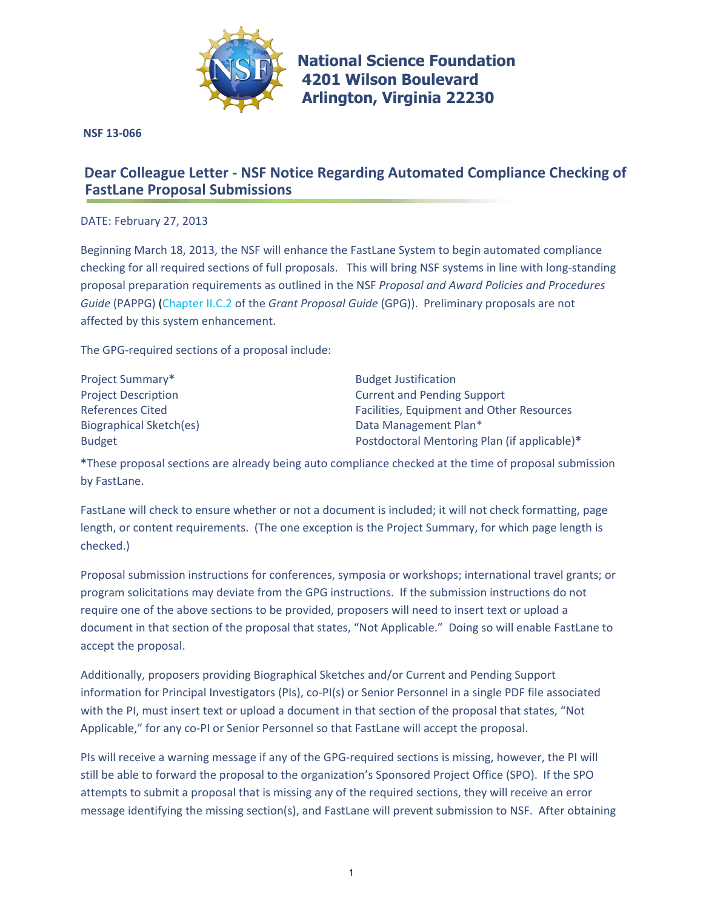**National Science Foundation**
**4201 Wilson Boulevard**
**Arlington, Virginia 22230**

**NSF 13-066**

## Dear Colleague Letter - NSF Notice Regarding Automated Compliance Checking of FastLane Proposal Submissions

DATE: February 27, 2013

Beginning March 18, 2013, the NSF will enhance the FastLane System to begin automated compliance checking for all required sections of full proposals. This will bring NSF systems in line with long-standing proposal preparation requirements as outlined in the NSF *Proposal and Award Policies and Procedures Guide* (PAPPG) (Chapter II.C.2 of the *Grant Proposal Guide* (GPG)). Preliminary proposals are not affected by this system enhancement.

The GPG-required sections of a proposal include:

- Project Summary**\***
- Project Description
- References Cited
- Biographical Sketch(es)
- Budget
- Budget Justification
- Current and Pending Support
- Facilities, Equipment and Other Resources
- Data Management Plan*
- Postdoctoral Mentoring Plan (if applicable)**\***

**\***These proposal sections are already being auto compliance checked at the time of proposal submission by FastLane.

FastLane will check to ensure whether or not a document is included; it will not check formatting, page length, or content requirements. (The one exception is the Project Summary, for which page length is checked.)

Proposal submission instructions for conferences, symposia or workshops; international travel grants; or program solicitations may deviate from the GPG instructions. If the submission instructions do not require one of the above sections to be provided, proposers will need to insert text or upload a document in that section of the proposal that states, "Not Applicable." Doing so will enable FastLane to accept the proposal.

Additionally, proposers providing Biographical Sketches and/or Current and Pending Support information for Principal Investigators (PIs), co-PI(s) or Senior Personnel in a single PDF file associated with the PI, must insert text or upload a document in that section of the proposal that states, "Not Applicable," for any co-PI or Senior Personnel so that FastLane will accept the proposal.

PIs will receive a warning message if any of the GPG-required sections is missing, however, the PI will still be able to forward the proposal to the organization's Sponsored Project Office (SPO). If the SPO attempts to submit a proposal that is missing any of the required sections, they will receive an error message identifying the missing section(s), and FastLane will prevent submission to NSF. After obtaining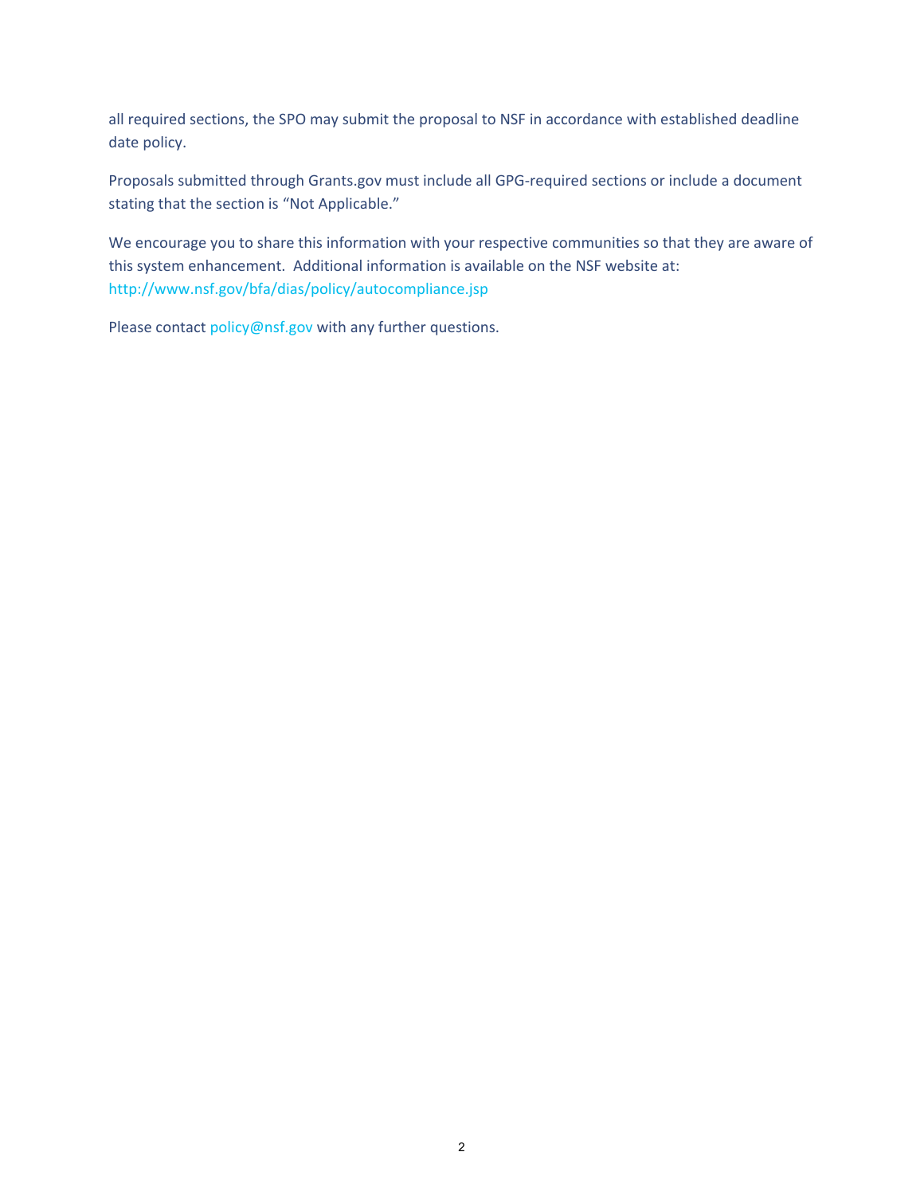all required sections, the SPO may submit the proposal to NSF in accordance with established deadline date policy.

Proposals submitted through Grants.gov must include all GPG-required sections or include a document stating that the section is “Not Applicable.”

We encourage you to share this information with your respective communities so that they are aware of this system enhancement. Additional information is available on the NSF website at: http://www.nsf.gov/bfa/dias/policy/autocompliance.jsp

Please contact policy@nsf.gov with any further questions.